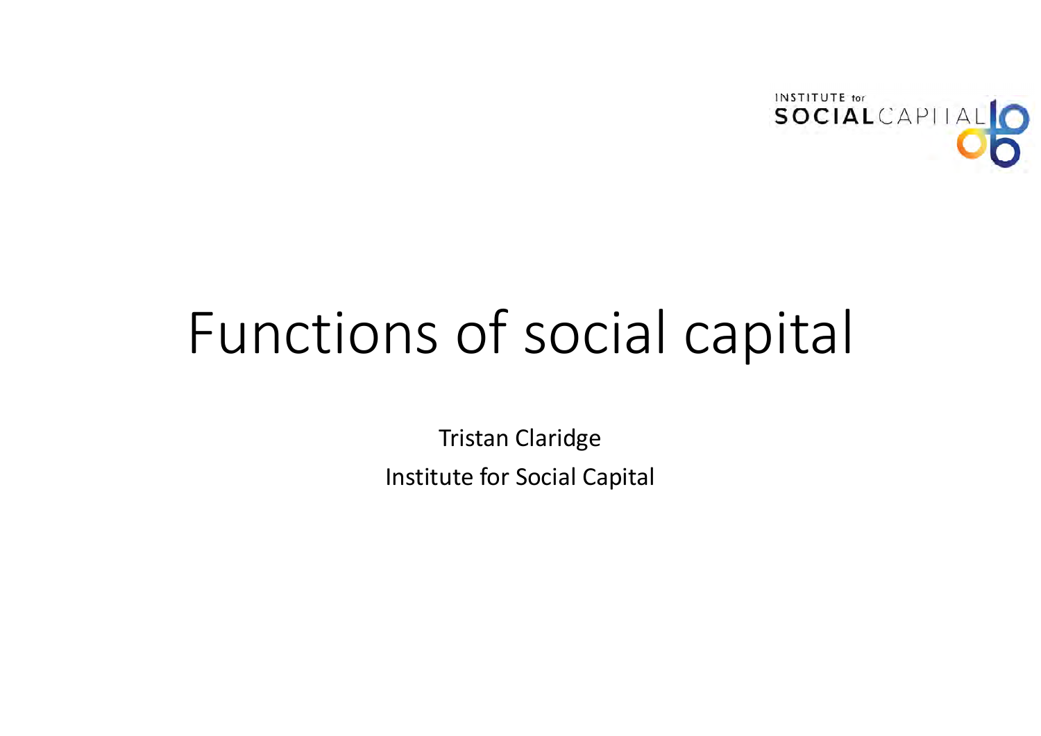INSTITUTE for SOCIAL CAPITAL

# Functions of social capital

Tristan Claridge

Institute for Social Capital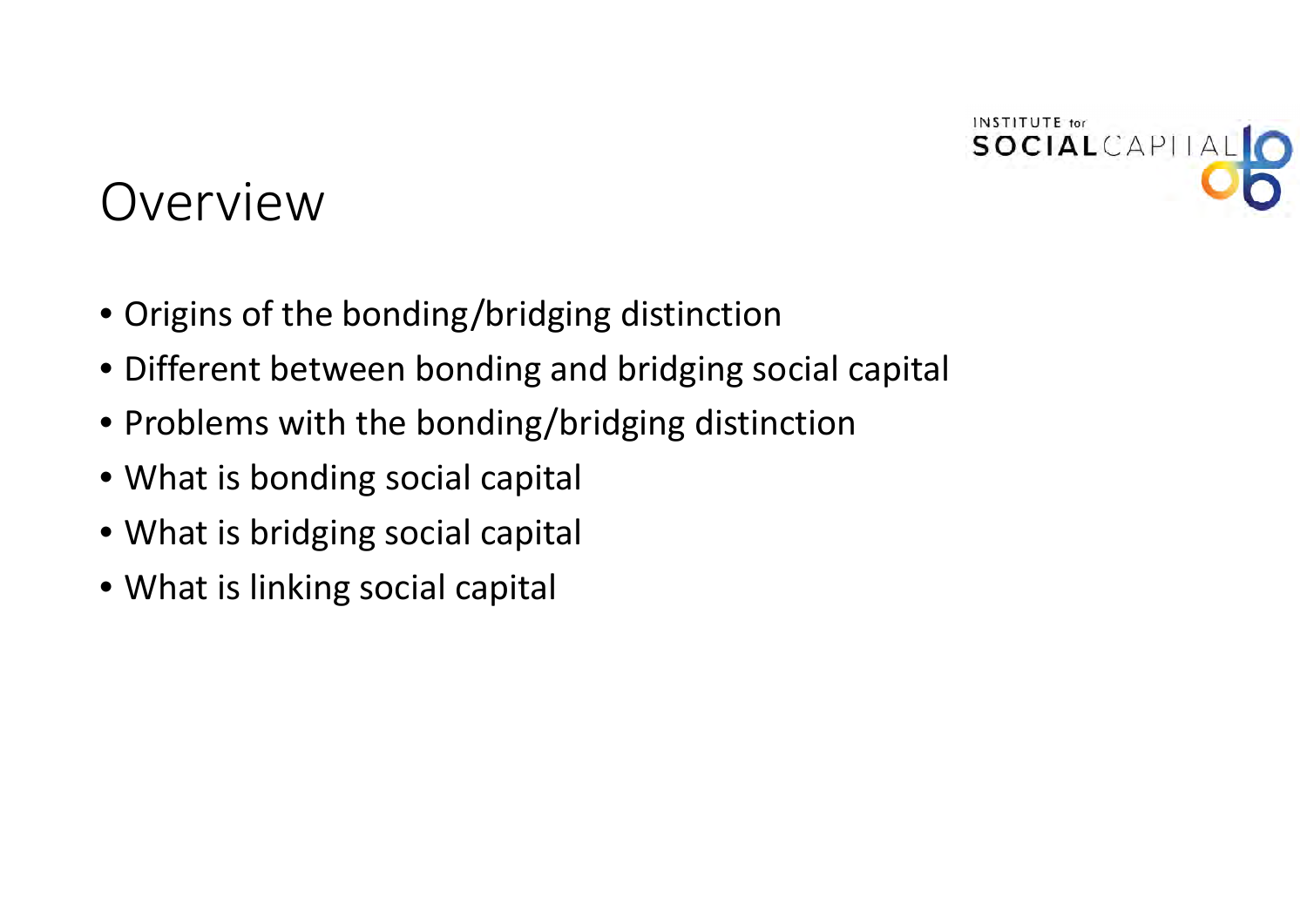# Overview

- Origins of the bonding/bridging distinction
- Different between bonding and bridging social capital
- Problems with the bonding/bridging distinction
- What is bonding social capital
- What is bridging social capital
- What is linking social capital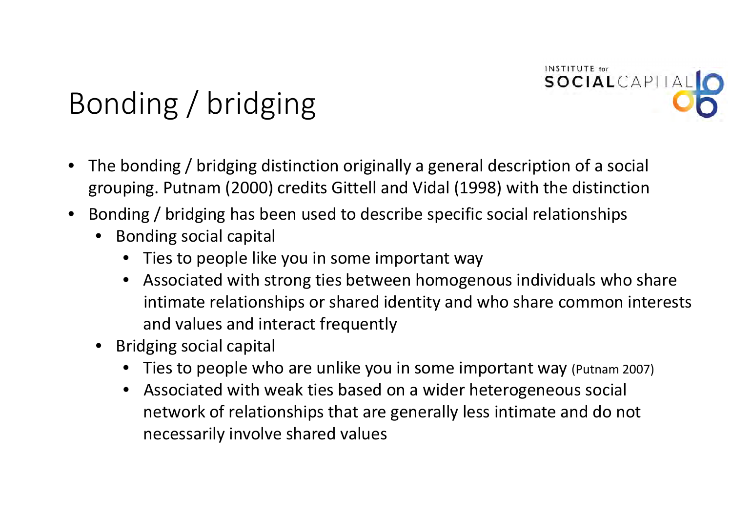# Bonding / bridging

- The bonding / bridging distinction originally a general description of a social grouping. Putnam (2000) credits Gittell and Vidal (1998) with the distinction
- Bonding / bridging has been used to describe specific social relationships
  - Bonding social capital
    - Ties to people like you in some important way
    - Associated with strong ties between homogenous individuals who share intimate relationships or shared identity and who share common interests and values and interact frequently
  - Bridging social capital
    - Ties to people who are unlike you in some important way (Putnam 2007)
    - Associated with weak ties based on a wider heterogeneous social network of relationships that are generally less intimate and do not necessarily involve shared values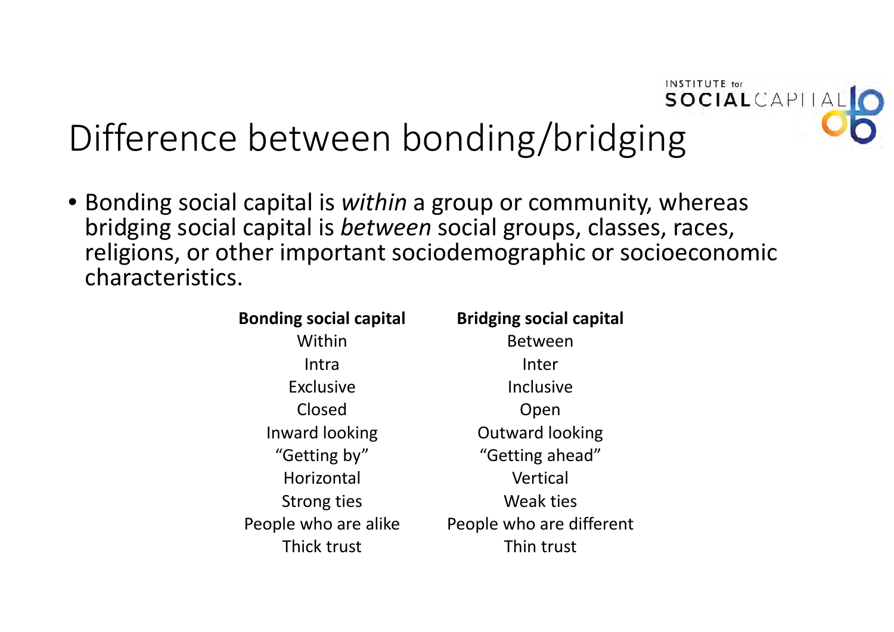# Difference between bonding/bridging

- Bonding social capital is *within* a group or community, whereas bridging social capital is *between* social groups, classes, races, religions, or other important sociodemographic or socioeconomic characteristics.

| **Bonding social capital** | **Bridging social capital** |
| --- | --- |
| Within | Between |
| Intra | Inter |
| Exclusive | Inclusive |
| Closed | Open |
| Inward looking | Outward looking |
| “Getting by” | “Getting ahead” |
| Horizontal | Vertical |
| Strong ties | Weak ties |
| People who are alike | People who are different |
| Thick trust | Thin trust |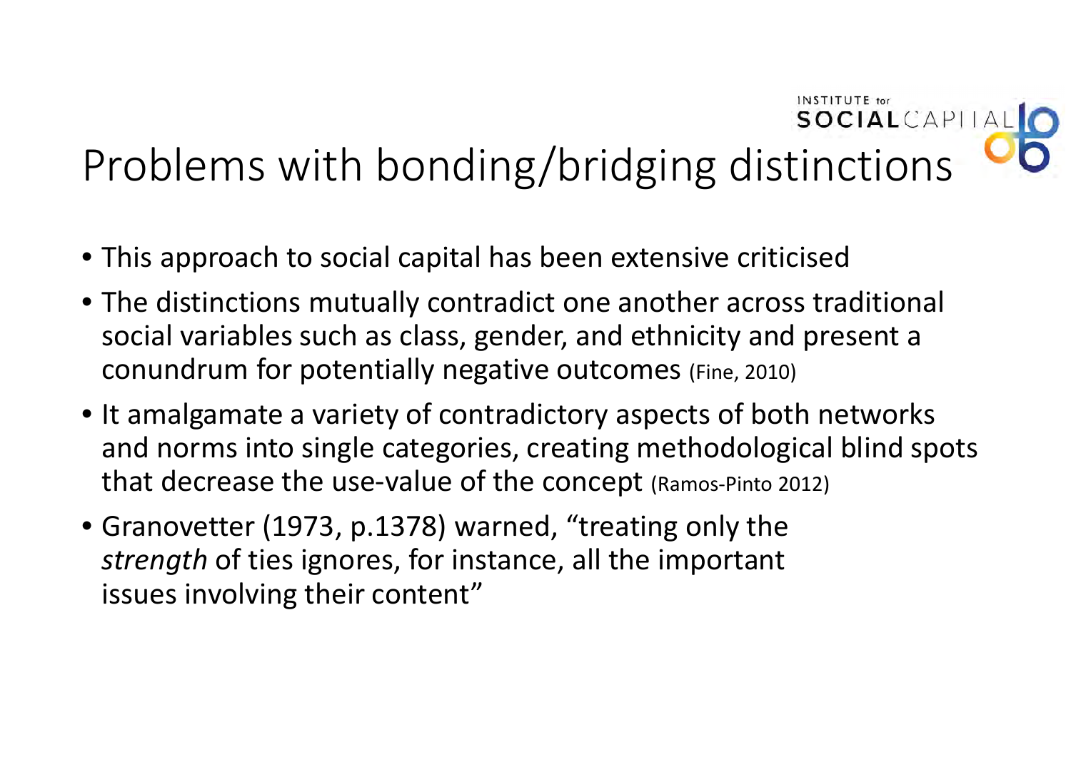# Problems with bonding/bridging distinctions

- This approach to social capital has been extensive criticised
- The distinctions mutually contradict one another across traditional social variables such as class, gender, and ethnicity and present a conundrum for potentially negative outcomes (Fine, 2010)
- It amalgamate a variety of contradictory aspects of both networks and norms into single categories, creating methodological blind spots that decrease the use-value of the concept (Ramos-Pinto 2012)
- Granovetter (1973, p.1378) warned, "treating only the *strength* of ties ignores, for instance, all the important issues involving their content"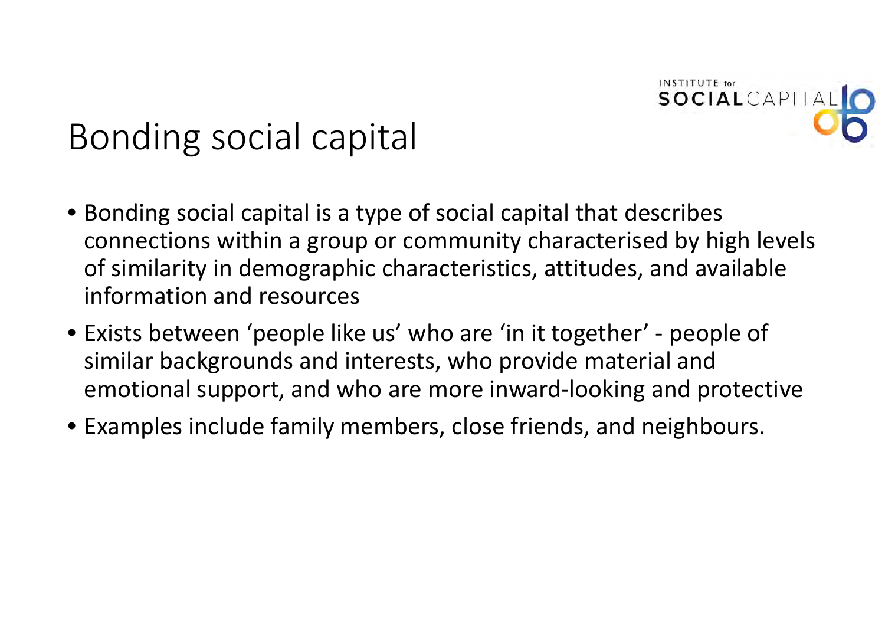# Bonding social capital

- Bonding social capital is a type of social capital that describes connections within a group or community characterised by high levels of similarity in demographic characteristics, attitudes, and available information and resources
- Exists between 'people like us' who are 'in it together' - people of similar backgrounds and interests, who provide material and emotional support, and who are more inward-looking and protective
- Examples include family members, close friends, and neighbours.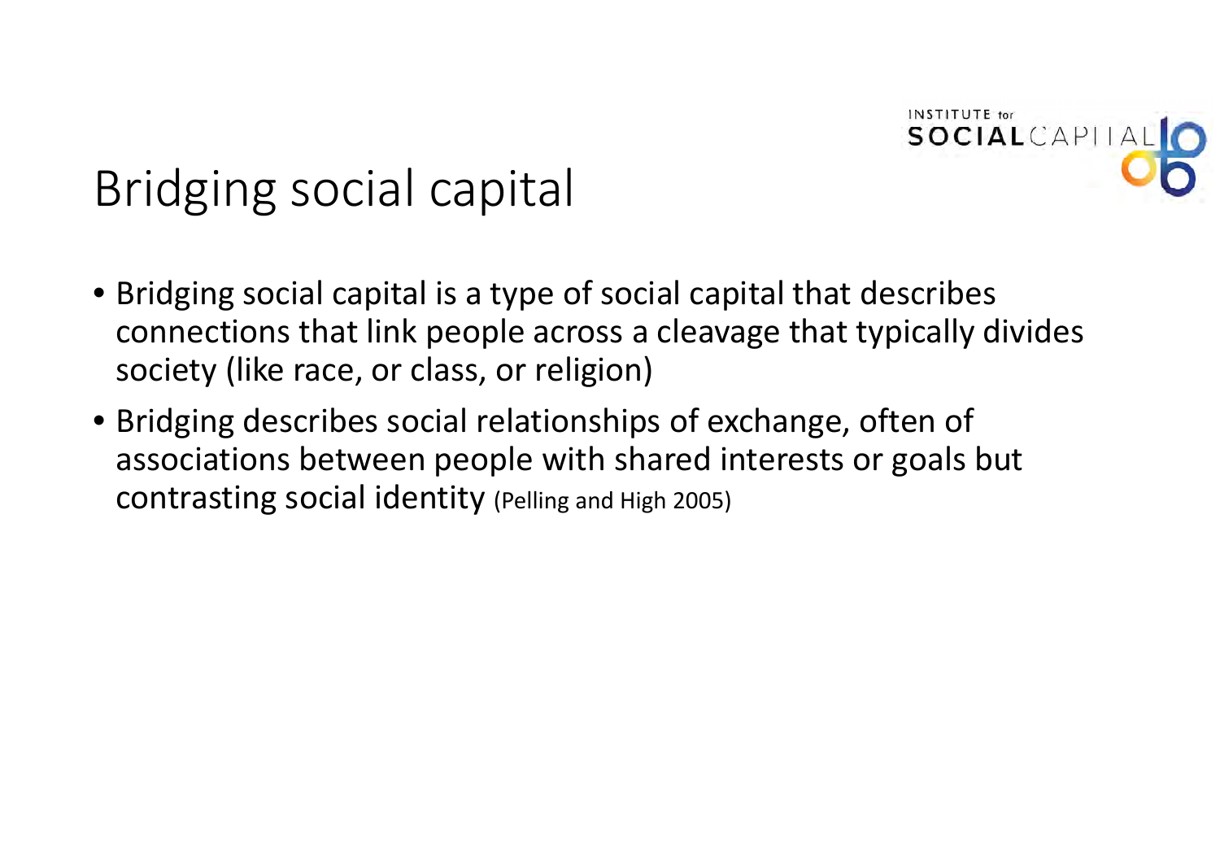# Bridging social capital

- Bridging social capital is a type of social capital that describes connections that link people across a cleavage that typically divides society (like race, or class, or religion)
- Bridging describes social relationships of exchange, often of associations between people with shared interests or goals but contrasting social identity (Pelling and High 2005)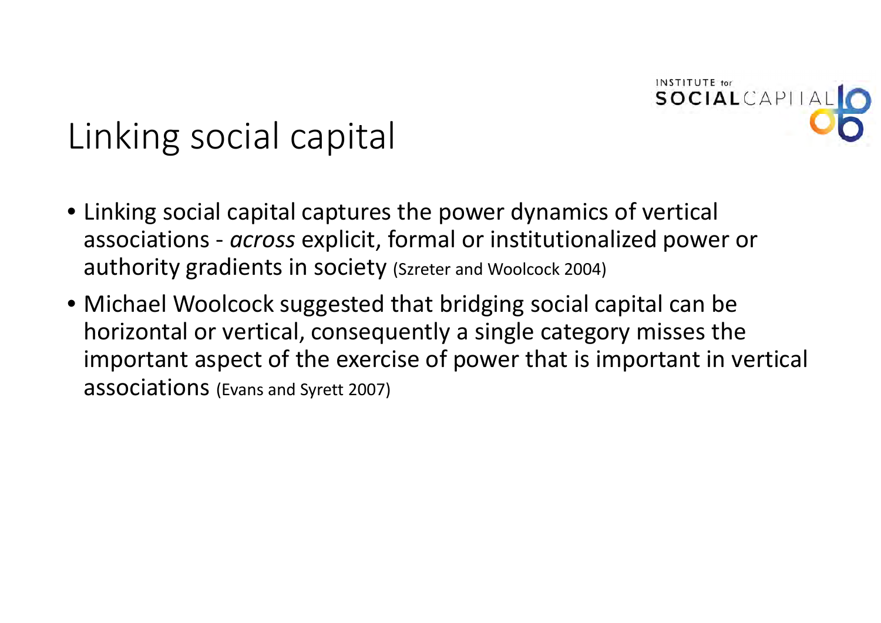# Linking social capital

- Linking social capital captures the power dynamics of vertical associations - *across* explicit, formal or institutionalized power or authority gradients in society (Szreter and Woolcock 2004)
- Michael Woolcock suggested that bridging social capital can be horizontal or vertical, consequently a single category misses the important aspect of the exercise of power that is important in vertical associations (Evans and Syrett 2007)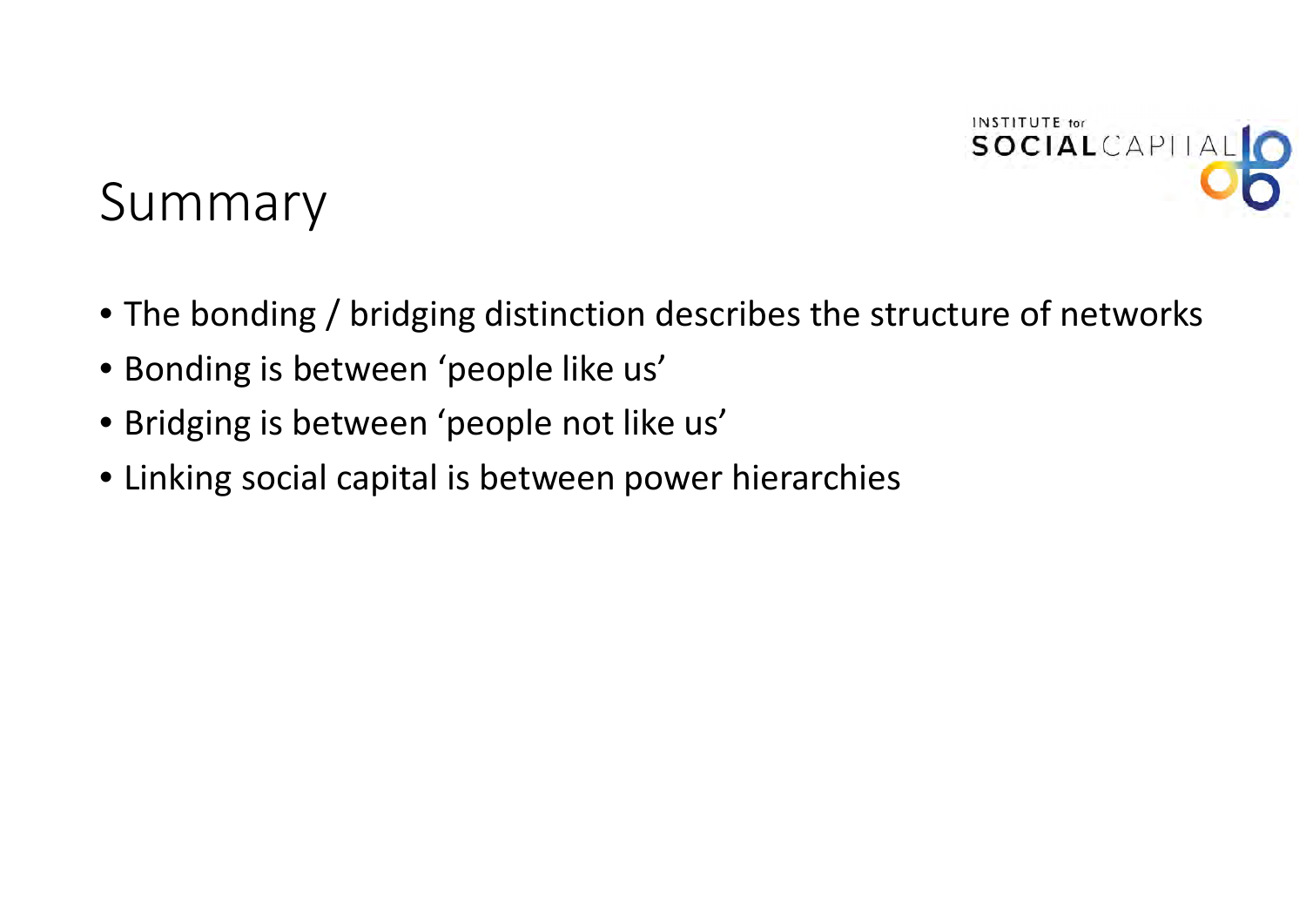# Summary

- The bonding / bridging distinction describes the structure of networks
- Bonding is between ‘people like us’
- Bridging is between ‘people not like us’
- Linking social capital is between power hierarchies